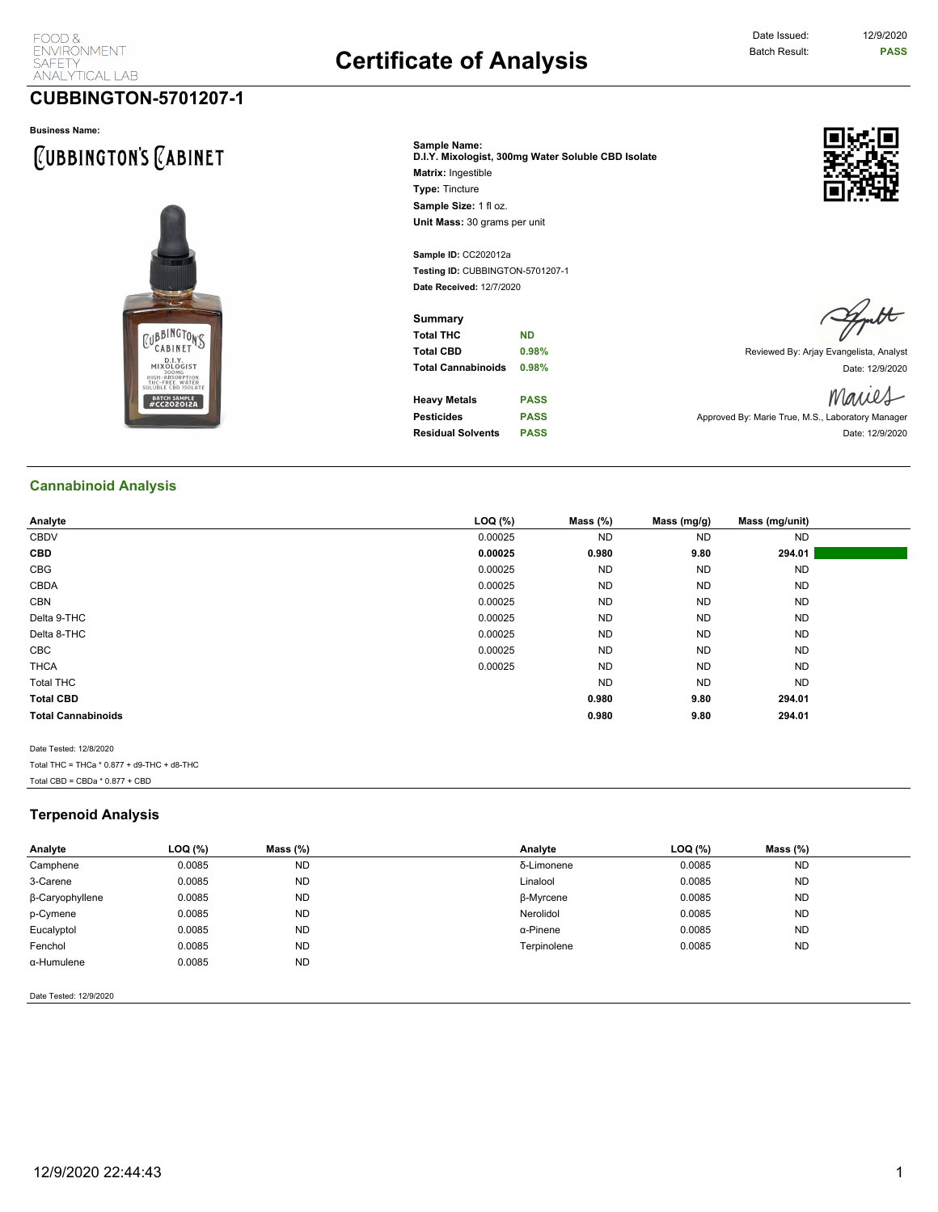FOOD & ENVIRONMENT SAFETY ANALYTICAL LAB

# Certificate of Analysis

Date Issued: 12/9/2020
Batch Result: **PASS**

## CUBBINGTON-5701207-1

**Business Name:**

CUBBINGTON'S CABINET

**Sample Name:**
**D.I.Y. Mixologist, 300mg Water Soluble CBD Isolate**
**Matrix:** Ingestible
**Type:** Tincture
**Sample Size:** 1 fl oz.
**Unit Mass:** 30 grams per unit

**Sample ID:** CC202012a
**Testing ID:** CUBBINGTON-5701207-1
**Date Received:** 12/7/2020

**Summary**

| | |
|---|---|
| **Total THC** | ND |
| **Total CBD** | 0.98% |
| **Total Cannabinoids** | 0.98% |
| **Heavy Metals** | PASS |
| **Pesticides** | PASS |
| **Residual Solvents** | PASS |

Reviewed By: Arjay Evangelista, Analyst
Date: 12/9/2020

Approved By: Marie True, M.S., Laboratory Manager
Date: 12/9/2020

## Cannabinoid Analysis

| Analyte | LOQ (%) | Mass (%) | Mass (mg/g) | Mass (mg/unit) |
|---|---|---|---|---|
| CBDV | 0.00025 | ND | ND | ND |
| **CBD** | **0.00025** | **0.980** | **9.80** | **294.01** |
| CBG | 0.00025 | ND | ND | ND |
| CBDA | 0.00025 | ND | ND | ND |
| CBN | 0.00025 | ND | ND | ND |
| Delta 9-THC | 0.00025 | ND | ND | ND |
| Delta 8-THC | 0.00025 | ND | ND | ND |
| CBC | 0.00025 | ND | ND | ND |
| THCA | 0.00025 | ND | ND | ND |
| Total THC | | ND | ND | ND |
| **Total CBD** | | **0.980** | **9.80** | **294.01** |
| **Total Cannabinoids** | | **0.980** | **9.80** | **294.01** |

Date Tested: 12/8/2020

Total THC = THCa * 0.877 + d9-THC + d8-THC

Total CBD = CBDa * 0.877 + CBD

## Terpenoid Analysis

| Analyte | LOQ (%) | Mass (%) | Analyte | LOQ (%) | Mass (%) |
|---|---|---|---|---|---|
| Camphene | 0.0085 | ND | δ-Limonene | 0.0085 | ND |
| 3-Carene | 0.0085 | ND | Linalool | 0.0085 | ND |
| β-Caryophyllene | 0.0085 | ND | β-Myrcene | 0.0085 | ND |
| p-Cymene | 0.0085 | ND | Nerolidol | 0.0085 | ND |
| Eucalyptol | 0.0085 | ND | α-Pinene | 0.0085 | ND |
| Fenchol | 0.0085 | ND | Terpinolene | 0.0085 | ND |
| α-Humulene | 0.0085 | ND | | | |

Date Tested: 12/9/2020

12/9/2020 22:44:43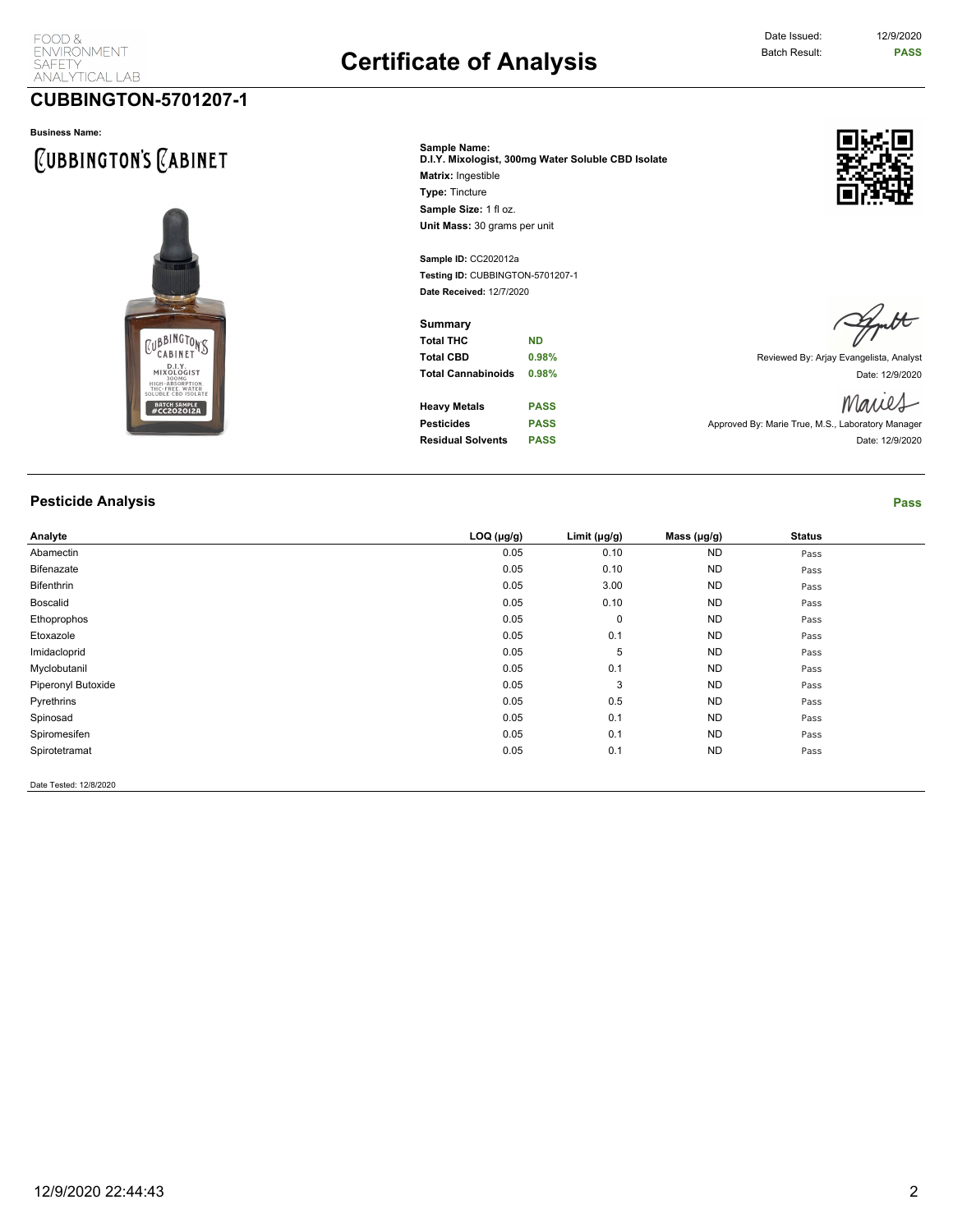FOOD & ENVIRONMENT SAFETY ANALYTICAL LAB

# Certificate of Analysis

Date Issued: 12/9/2020
Batch Result: **PASS**

## CUBBINGTON-5701207-1

**Business Name:**

CUBBINGTON'S CABINET

**Sample Name:**
**D.I.Y. Mixologist, 300mg Water Soluble CBD Isolate**
**Matrix:** Ingestible
**Type:** Tincture
**Sample Size:** 1 fl oz.
**Unit Mass:** 30 grams per unit

**Sample ID:** CC202012a
**Testing ID:** CUBBINGTON-5701207-1
**Date Received:** 12/7/2020

**Summary**

| | |
|---|---|
| **Total THC** | **ND** |
| **Total CBD** | **0.98%** |
| **Total Cannabinoids** | **0.98%** |
| **Heavy Metals** | **PASS** |
| **Pesticides** | **PASS** |
| **Residual Solvents** | **PASS** |

Reviewed By: Arjay Evangelista, Analyst
Date: 12/9/2020

Approved By: Marie True, M.S., Laboratory Manager
Date: 12/9/2020

### Pesticide Analysis

**Pass**

| Analyte | LOQ (µg/g) | Limit (µg/g) | Mass (µg/g) | Status |
|---|---|---|---|---|
| Abamectin | 0.05 | 0.10 | ND | Pass |
| Bifenazate | 0.05 | 0.10 | ND | Pass |
| Bifenthrin | 0.05 | 3.00 | ND | Pass |
| Boscalid | 0.05 | 0.10 | ND | Pass |
| Ethoprophos | 0.05 | 0 | ND | Pass |
| Etoxazole | 0.05 | 0.1 | ND | Pass |
| Imidacloprid | 0.05 | 5 | ND | Pass |
| Myclobutanil | 0.05 | 0.1 | ND | Pass |
| Piperonyl Butoxide | 0.05 | 3 | ND | Pass |
| Pyrethrins | 0.05 | 0.5 | ND | Pass |
| Spinosad | 0.05 | 0.1 | ND | Pass |
| Spiromesifen | 0.05 | 0.1 | ND | Pass |
| Spirotetramat | 0.05 | 0.1 | ND | Pass |

Date Tested: 12/8/2020

12/9/2020 22:44:43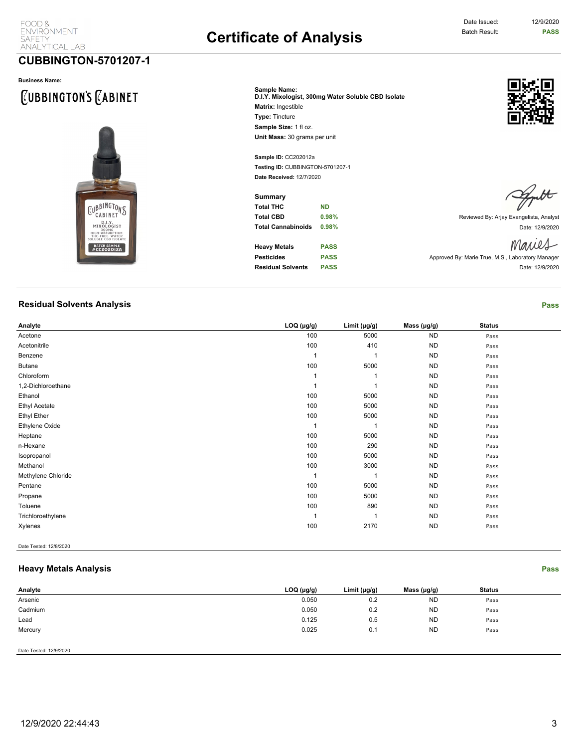FOOD & ENVIRONMENT SAFETY ANALYTICAL LAB

# Certificate of Analysis

Date Issued: 12/9/2020
Batch Result: **PASS**

## CUBBINGTON-5701207-1

**Business Name:**

CUBBINGTON'S CABINET

**Sample Name:**
**D.I.Y. Mixologist, 300mg Water Soluble CBD Isolate**
**Matrix:** Ingestible
**Type:** Tincture
**Sample Size:** 1 fl oz.
**Unit Mass:** 30 grams per unit

**Sample ID:** CC202012a
**Testing ID:** CUBBINGTON-5701207-1
**Date Received:** 12/7/2020

**Summary**

| | |
|---|---|
| **Total THC** | ND |
| **Total CBD** | 0.98% |
| **Total Cannabinoids** | 0.98% |
| **Heavy Metals** | PASS |
| **Pesticides** | PASS |
| **Residual Solvents** | PASS |

Reviewed By: Arjay Evangelista, Analyst
Date: 12/9/2020

Approved By: Marie True, M.S., Laboratory Manager
Date: 12/9/2020

### Residual Solvents Analysis

**Pass**

| Analyte | LOQ (μg/g) | Limit (μg/g) | Mass (μg/g) | Status |
|---|---|---|---|---|
| Acetone | 100 | 5000 | ND | Pass |
| Acetonitrile | 100 | 410 | ND | Pass |
| Benzene | 1 | 1 | ND | Pass |
| Butane | 100 | 5000 | ND | Pass |
| Chloroform | 1 | 1 | ND | Pass |
| 1,2-Dichloroethane | 1 | 1 | ND | Pass |
| Ethanol | 100 | 5000 | ND | Pass |
| Ethyl Acetate | 100 | 5000 | ND | Pass |
| Ethyl Ether | 100 | 5000 | ND | Pass |
| Ethylene Oxide | 1 | 1 | ND | Pass |
| Heptane | 100 | 5000 | ND | Pass |
| n-Hexane | 100 | 290 | ND | Pass |
| Isopropanol | 100 | 5000 | ND | Pass |
| Methanol | 100 | 3000 | ND | Pass |
| Methylene Chloride | 1 | 1 | ND | Pass |
| Pentane | 100 | 5000 | ND | Pass |
| Propane | 100 | 5000 | ND | Pass |
| Toluene | 100 | 890 | ND | Pass |
| Trichloroethylene | 1 | 1 | ND | Pass |
| Xylenes | 100 | 2170 | ND | Pass |

Date Tested: 12/8/2020

### Heavy Metals Analysis

**Pass**

| Analyte | LOQ (μg/g) | Limit (μg/g) | Mass (μg/g) | Status |
|---|---|---|---|---|
| Arsenic | 0.050 | 0.2 | ND | Pass |
| Cadmium | 0.050 | 0.2 | ND | Pass |
| Lead | 0.125 | 0.5 | ND | Pass |
| Mercury | 0.025 | 0.1 | ND | Pass |

Date Tested: 12/9/2020

12/9/2020 22:44:43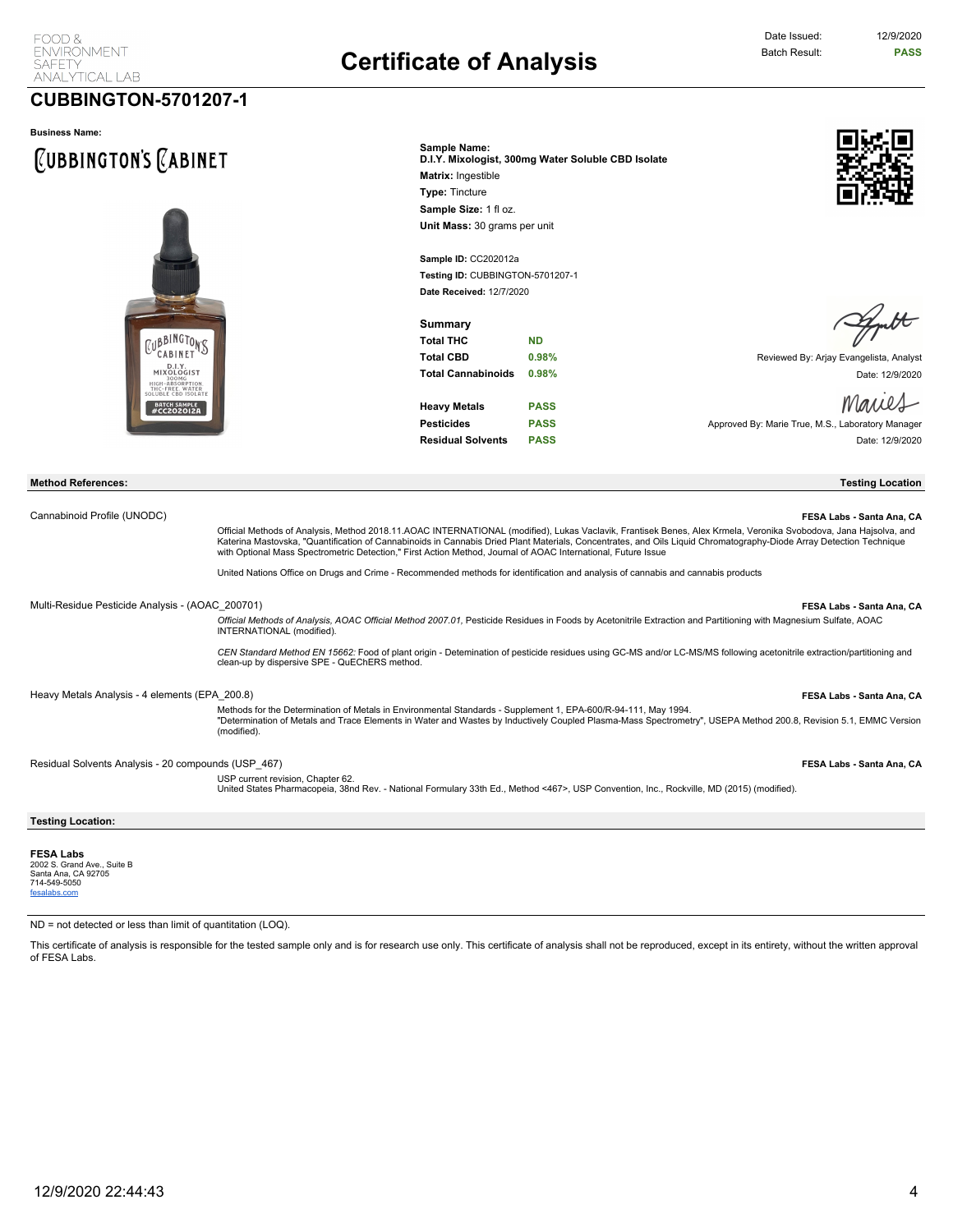FOOD & ENVIRONMENT SAFETY ANALYTICAL LAB

# Certificate of Analysis

Date Issued: 12/9/2020
Batch Result: **PASS**

## CUBBINGTON-5701207-1

**Business Name:**

CUBBINGTON'S CABINET

**Sample Name:**
**D.I.Y. Mixologist, 300mg Water Soluble CBD Isolate**
**Matrix:** Ingestible
**Type:** Tincture
**Sample Size:** 1 fl oz.
**Unit Mass:** 30 grams per unit

**Sample ID:** CC202012a
**Testing ID:** CUBBINGTON-5701207-1
**Date Received:** 12/7/2020

| **Summary** | |
|---|---|
| **Total THC** | ND |
| **Total CBD** | 0.98% |
| **Total Cannabinoids** | 0.98% |
| **Heavy Metals** | PASS |
| **Pesticides** | PASS |
| **Residual Solvents** | PASS |

Reviewed By: Arjay Evangelista, Analyst
Date: 12/9/2020

Approved By: Marie True, M.S., Laboratory Manager
Date: 12/9/2020

**Method References:** **Testing Location**

Cannabinoid Profile (UNODC) — **FESA Labs - Santa Ana, CA**

Official Methods of Analysis, Method 2018.11.AOAC INTERNATIONAL (modified), Lukas Vaclavik, Frantisek Benes, Alex Krmela, Veronika Svobodova, Jana Hajsolva, and Katerina Mastovska, "Quantification of Cannabinoids in Cannabis Dried Plant Materials, Concentrates, and Oils Liquid Chromatography-Diode Array Detection Technique with Optional Mass Spectrometric Detection," First Action Method, Journal of AOAC International, Future Issue

United Nations Office on Drugs and Crime - Recommended methods for identification and analysis of cannabis and cannabis products

Multi-Residue Pesticide Analysis - (AOAC_200701) — **FESA Labs - Santa Ana, CA**

*Official Methods of Analysis, AOAC Official Method 2007.01,* Pesticide Residues in Foods by Acetonitrile Extraction and Partitioning with Magnesium Sulfate, AOAC INTERNATIONAL (modified).

*CEN Standard Method EN 15662:* Food of plant origin - Detemination of pesticide residues using GC-MS and/or LC-MS/MS following acetonitrile extraction/partitioning and clean-up by dispersive SPE - QuEChERS method.

Heavy Metals Analysis - 4 elements (EPA_200.8) — **FESA Labs - Santa Ana, CA**

Methods for the Determination of Metals in Environmental Standards - Supplement 1, EPA-600/R-94-111, May 1994.
"Determination of Metals and Trace Elements in Water and Wastes by Inductively Coupled Plasma-Mass Spectrometry", USEPA Method 200.8, Revision 5.1, EMMC Version (modified).

Residual Solvents Analysis - 20 compounds (USP_467) — **FESA Labs - Santa Ana, CA**

USP current revision, Chapter 62.
United States Pharmacopeia, 38nd Rev. - National Formulary 33th Ed., Method <467>, USP Convention, Inc., Rockville, MD (2015) (modified).

**Testing Location:**

**FESA Labs**
2002 S. Grand Ave., Suite B
Santa Ana, CA 92705
714-549-5050
fesalabs.com

ND = not detected or less than limit of quantitation (LOQ).

This certificate of analysis is responsible for the tested sample only and is for research use only. This certificate of analysis shall not be reproduced, except in its entirety, without the written approval of FESA Labs.

12/9/2020 22:44:43